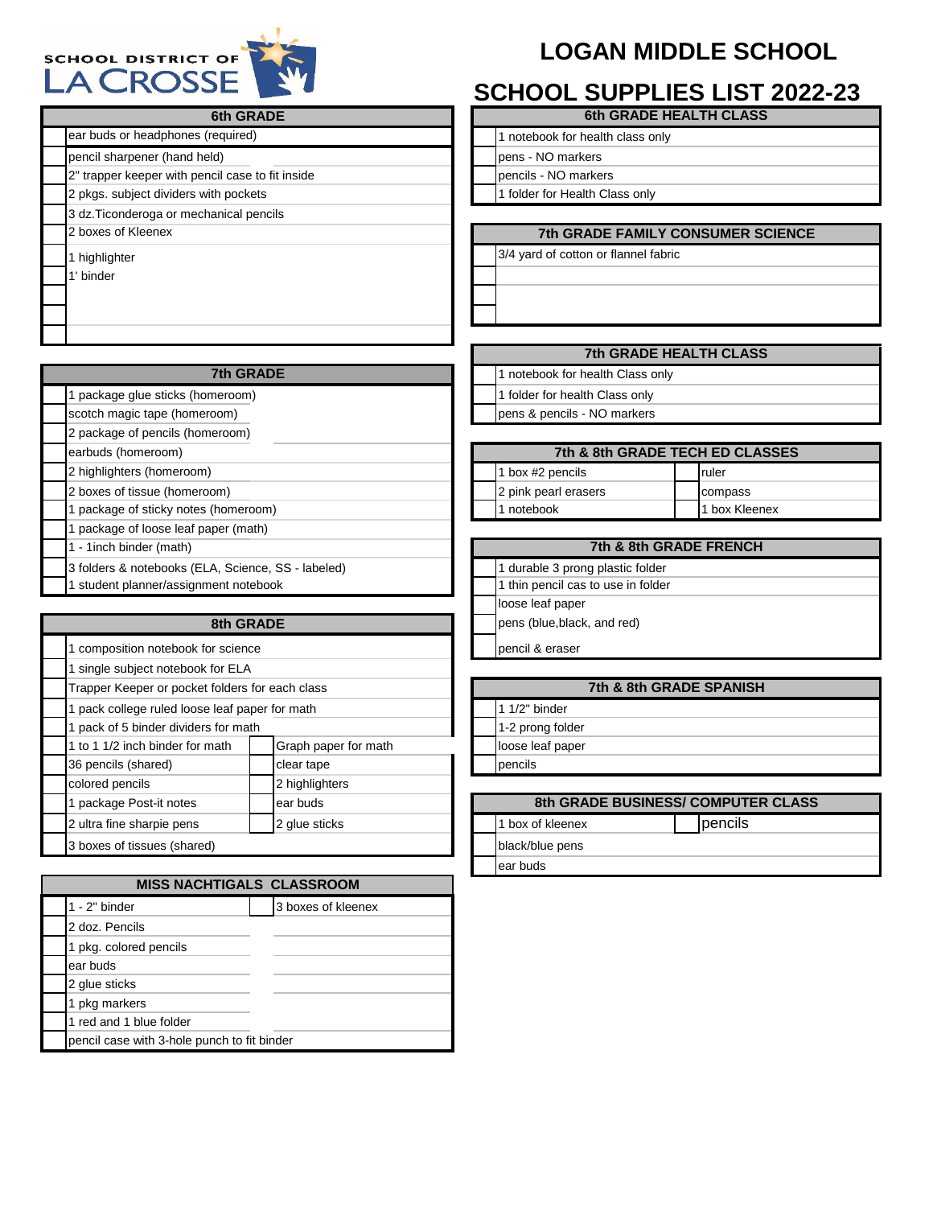SCHOOL DISTRICT OF LA CROSSE

# LOGAN MIDDLE SCHOOL

# SCHOOL SUPPLIES LIST 2022-23

| 6th GRADE |
|---|
| ear buds or headphones (required) |
| pencil sharpener (hand held) |
| 2" trapper keeper with pencil case to fit inside |
| 2 pkgs. subject dividers with pockets |
| 3 dz.Ticonderoga or mechanical pencils |
| 2 boxes of Kleenex |
| 1 highlighter |
| 1' binder |

| 7th GRADE |
|---|
| 1 package glue sticks (homeroom) |
| scotch magic tape (homeroom) |
| 2 package of pencils (homeroom) |
| earbuds (homeroom) |
| 2 highlighters (homeroom) |
| 2 boxes of tissue (homeroom) |
| 1 package of sticky notes (homeroom) |
| 1 package of loose leaf paper (math) |
| 1 - 1inch binder (math) |
| 3 folders & notebooks (ELA, Science, SS - labeled) |
| 1 student planner/assignment notebook |

| 8th GRADE | |
|---|---|
| 1 composition notebook for science | |
| 1 single subject notebook for ELA | |
| Trapper Keeper or pocket folders for each class | |
| 1 pack college ruled loose leaf paper for math | |
| 1 pack of 5 binder dividers for math | |
| 1 to 1 1/2 inch binder for math | Graph paper for math |
| 36 pencils (shared) | clear tape |
| colored pencils | 2 highlighters |
| 1 package Post-it notes | ear buds |
| 2 ultra fine sharpie pens | 2 glue sticks |
| 3 boxes of tissues (shared) | |

| MISS NACHTIGALS CLASSROOM | |
|---|---|
| 1 - 2" binder | 3 boxes of kleenex |
| 2 doz. Pencils | |
| 1 pkg. colored pencils | |
| ear buds | |
| 2 glue sticks | |
| 1 pkg markers | |
| 1 red and 1 blue folder | |
| pencil case with 3-hole punch to fit binder | |

| 6th GRADE HEALTH CLASS |
|---|
| 1 notebook for health class only |
| pens - NO markers |
| pencils - NO markers |
| 1 folder for Health Class only |

| 7th GRADE FAMILY CONSUMER SCIENCE |
|---|
| 3/4 yard of cotton or flannel fabric |

| 7th GRADE HEALTH CLASS |
|---|
| 1 notebook for health Class only |
| 1 folder for health Class only |
| pens & pencils - NO markers |

| 7th & 8th GRADE TECH ED CLASSES | |
|---|---|
| 1 box #2 pencils | ruler |
| 2 pink pearl erasers | compass |
| 1 notebook | 1 box Kleenex |

| 7th & 8th GRADE FRENCH |
|---|
| 1 durable 3 prong plastic folder |
| 1 thin pencil cas to use in folder |
| loose leaf paper |
| pens (blue,black, and red) |
| pencil & eraser |

| 7th & 8th GRADE SPANISH |
|---|
| 1 1/2" binder |
| 1-2 prong folder |
| loose leaf paper |
| pencils |

| 8th GRADE BUSINESS/ COMPUTER CLASS | |
|---|---|
| 1 box of kleenex | pencils |
| black/blue pens | |
| ear buds | |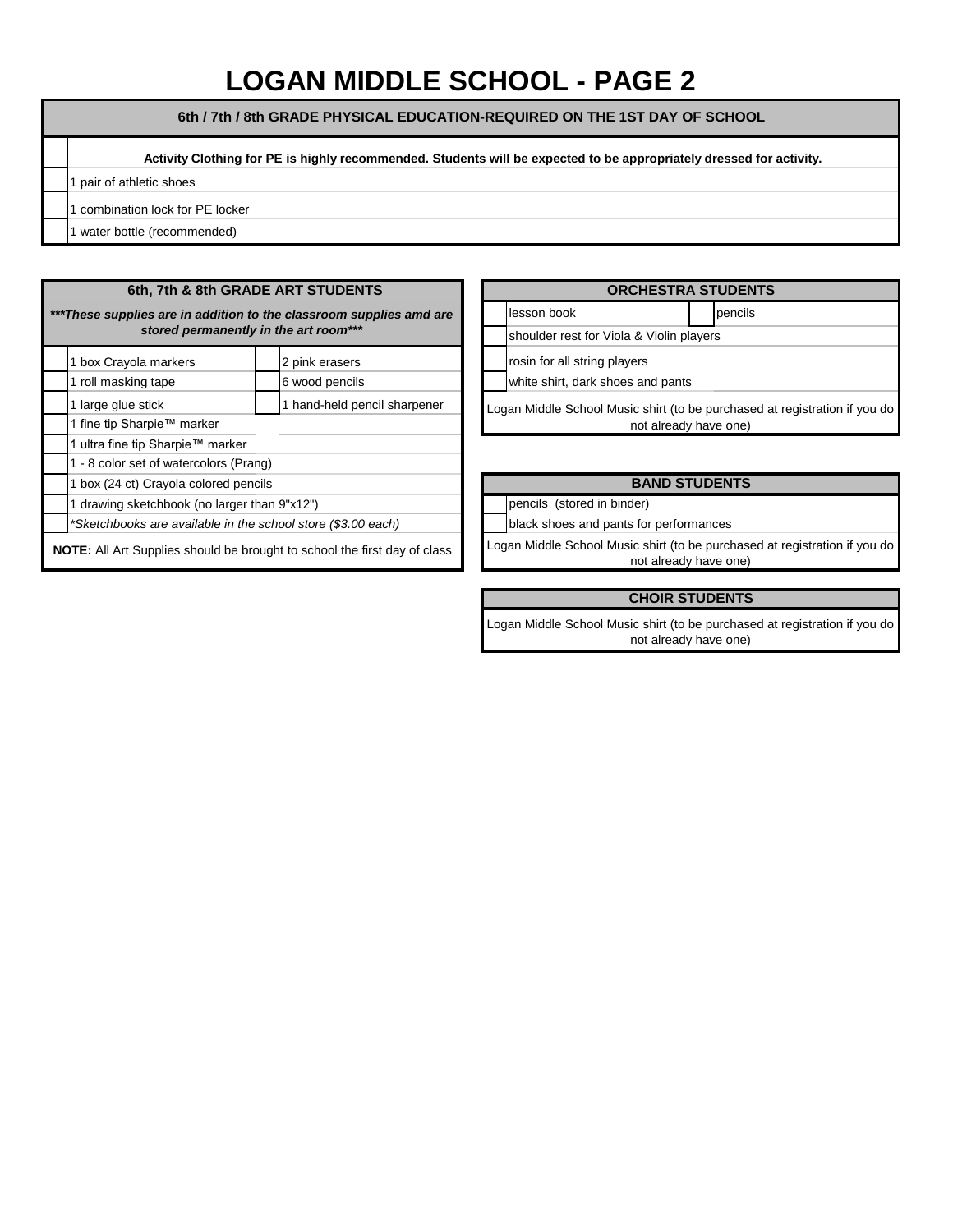# LOGAN MIDDLE SCHOOL - PAGE 2

## 6th / 7th / 8th GRADE PHYSICAL EDUCATION-REQUIRED ON THE 1ST DAY OF SCHOOL

**Activity Clothing for PE is highly recommended. Students will be expected to be appropriately dressed for activity.**

- 1 pair of athletic shoes
- 1 combination lock for PE locker
- 1 water bottle (recommended)

## 6th, 7th & 8th GRADE ART STUDENTS

***\*\*\*These supplies are in addition to the classroom supplies amd are stored permanently in the art room\*\*\****

| | |
|---|---|
| 1 box Crayola markers | 2 pink erasers |
| 1 roll masking tape | 6 wood pencils |
| 1 large glue stick | 1 hand-held pencil sharpener |
| 1 fine tip Sharpie™ marker | |
| 1 ultra fine tip Sharpie™ marker | |
| 1 - 8 color set of watercolors (Prang) | |
| 1 box (24 ct) Crayola colored pencils | |
| 1 drawing sketchbook (no larger than 9"x12") | |
| *\*Sketchbooks are available in the school store ($3.00 each)* | |

**NOTE:** All Art Supplies should be brought to school the first day of class

## ORCHESTRA STUDENTS

| | |
|---|---|
| lesson book | pencils |
| shoulder rest for Viola & Violin players | |
| rosin for all string players | |
| white shirt, dark shoes and pants | |

Logan Middle School Music shirt (to be purchased at registration if you do not already have one)

## BAND STUDENTS

- pencils (stored in binder)
- black shoes and pants for performances

Logan Middle School Music shirt (to be purchased at registration if you do not already have one)

## CHOIR STUDENTS

Logan Middle School Music shirt (to be purchased at registration if you do not already have one)